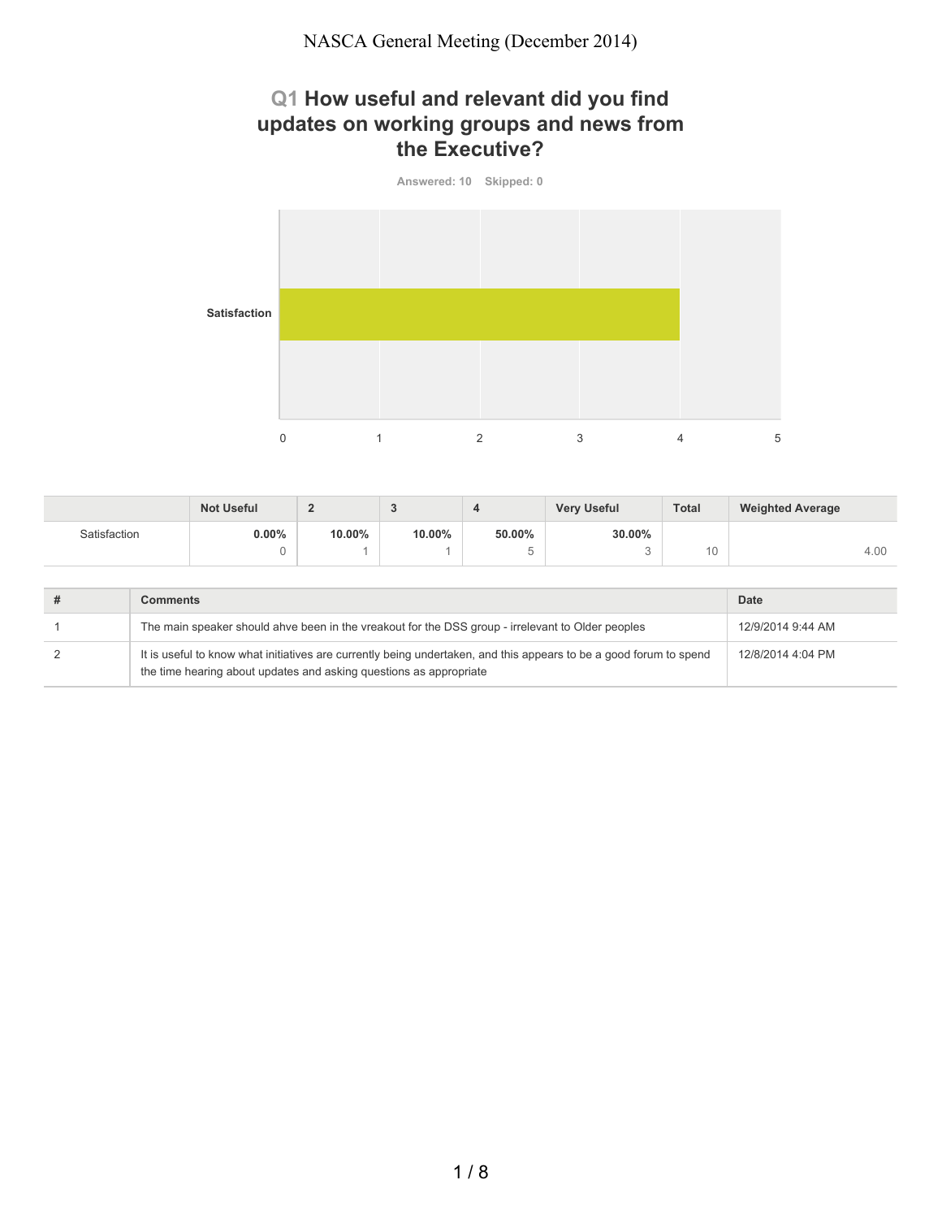NASCA General Meeting (December 2014)

## Q1 How useful and relevant did you find updates on working groups and news from the Executive?

Answered: 10 Skipped: 0

Satisfaction

0 1 2 3 4 5

| | Not Useful | 2 | 3 | 4 | Very Useful | Total | Weighted Average |
|---|---|---|---|---|---|---|---|
| Satisfaction | **0.00%** 0 | **10.00%** 1 | **10.00%** 1 | **50.00%** 5 | **30.00%** 3 | 10 | 4.00 |

| # | Comments | Date |
|---|---|---|
| 1 | The main speaker should ahve been in the vreakout for the DSS group - irrelevant to Older peoples | 12/9/2014 9:44 AM |
| 2 | It is useful to know what initiatives are currently being undertaken, and this appears to be a good forum to spend the time hearing about updates and asking questions as appropriate | 12/8/2014 4:04 PM |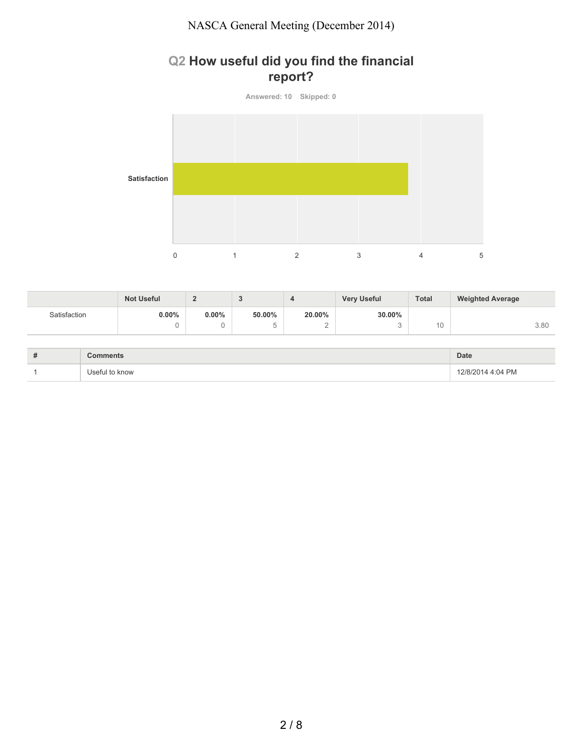## Q2 How useful did you find the financial report?

Answered: 10 Skipped: 0

Satisfaction

0
1
2
3
4
5

| | Not Useful | 2 | 3 | 4 | Very Useful | Total | Weighted Average |
|---|---|---|---|---|---|---|---|
| Satisfaction | **0.00%** 0 | **0.00%** 0 | **50.00%** 5 | **20.00%** 2 | **30.00%** 3 | 10 | 3.80 |

| # | Comments | Date |
|---|---|---|
| 1 | Useful to know | 12/8/2014 4:04 PM |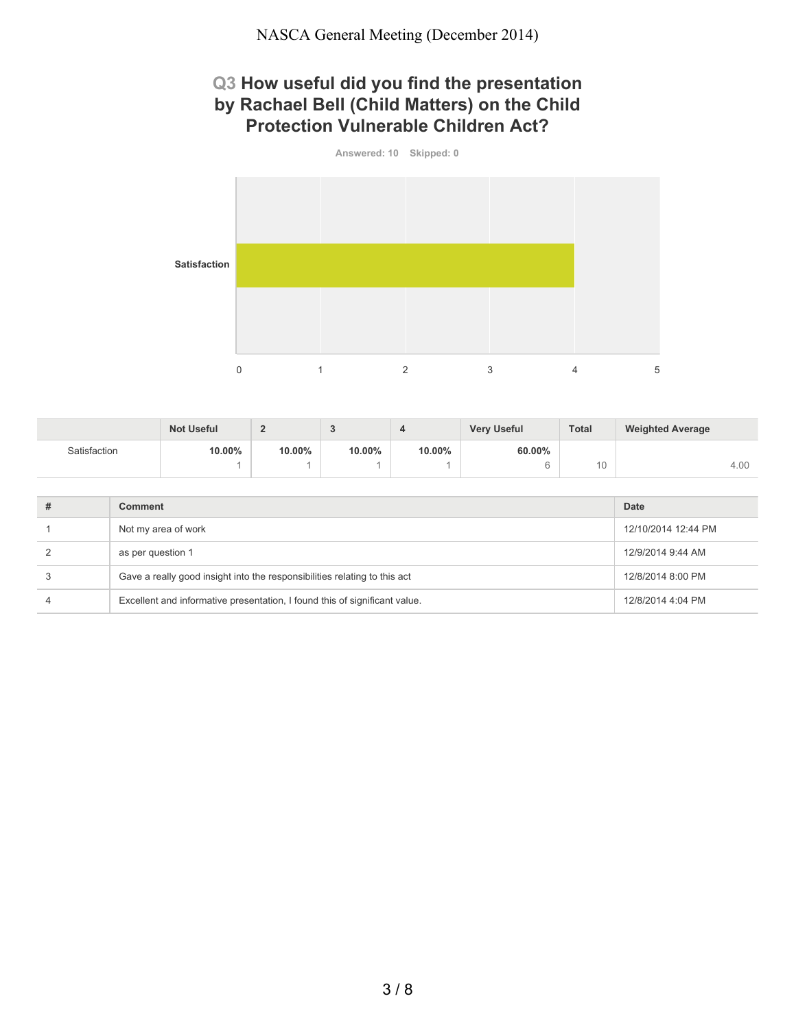## Q3 How useful did you find the presentation by Rachael Bell (Child Matters) on the Child Protection Vulnerable Children Act?

Answered: 10 Skipped: 0

Satisfaction

0
1
2
3
4
5

| | Not Useful | 2 | 3 | 4 | Very Useful | Total | Weighted Average |
|---|---|---|---|---|---|---|---|
| Satisfaction | 10.00% 1 | 10.00% 1 | 10.00% 1 | 10.00% 1 | 60.00% 6 | 10 | 4.00 |

| # | Comment | Date |
|---|---|---|
| 1 | Not my area of work | 12/10/2014 12:44 PM |
| 2 | as per question 1 | 12/9/2014 9:44 AM |
| 3 | Gave a really good insight into the responsibilities relating to this act | 12/8/2014 8:00 PM |
| 4 | Excellent and informative presentation, I found this of significant value. | 12/8/2014 4:04 PM |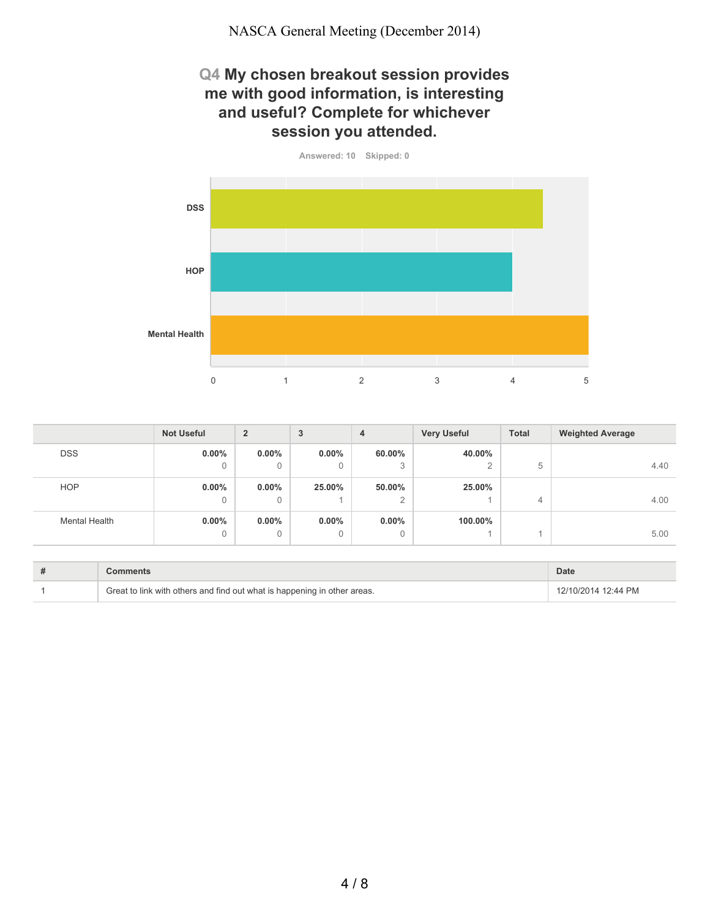## Q4 My chosen breakout session provides me with good information, is interesting and useful? Complete for whichever session you attended.

Answered: 10 Skipped: 0

DSS
HOP
Mental Health

0 1 2 3 4 5

| | Not Useful | 2 | 3 | 4 | Very Useful | Total | Weighted Average |
|---|---|---|---|---|---|---|---|
| DSS | 0.00% 0 | 0.00% 0 | 0.00% 0 | 60.00% 3 | 40.00% 2 | 5 | 4.40 |
| HOP | 0.00% 0 | 0.00% 0 | 25.00% 1 | 50.00% 2 | 25.00% 1 | 4 | 4.00 |
| Mental Health | 0.00% 0 | 0.00% 0 | 0.00% 0 | 0.00% 0 | 100.00% 1 | 1 | 5.00 |

| # | Comments | Date |
|---|---|---|
| 1 | Great to link with others and find out what is happening in other areas. | 12/10/2014 12:44 PM |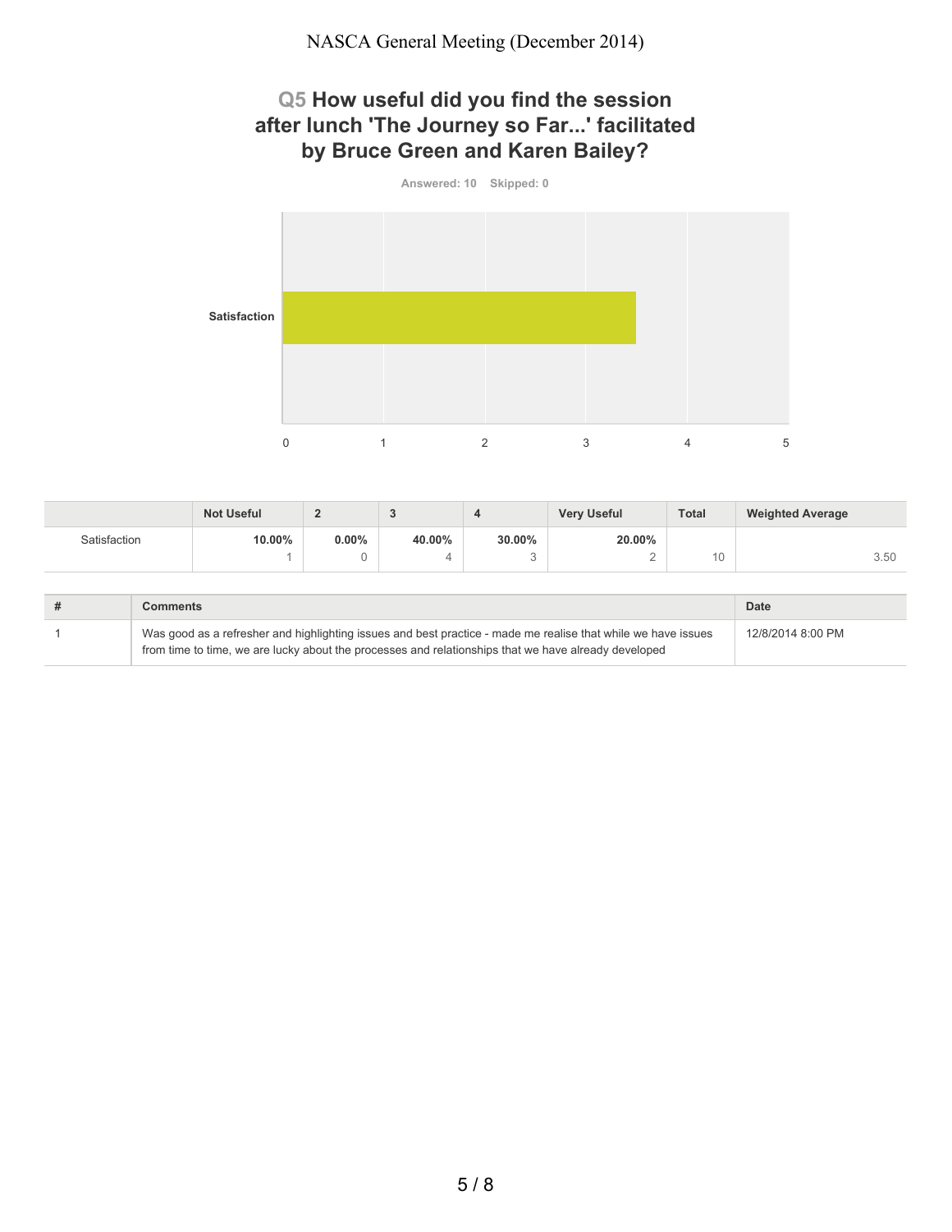## Q5 How useful did you find the session after lunch 'The Journey so Far...' facilitated by Bruce Green and Karen Bailey?

Answered: 10    Skipped: 0

Satisfaction

0 1 2 3 4 5

| | Not Useful | 2 | 3 | 4 | Very Useful | Total | Weighted Average |
|---|---|---|---|---|---|---|---|
| Satisfaction | **10.00%** 1 | **0.00%** 0 | **40.00%** 4 | **30.00%** 3 | **20.00%** 2 | 10 | 3.50 |

| # | Comments | Date |
|---|---|---|
| 1 | Was good as a refresher and highlighting issues and best practice - made me realise that while we have issues from time to time, we are lucky about the processes and relationships that we have already developed | 12/8/2014 8:00 PM |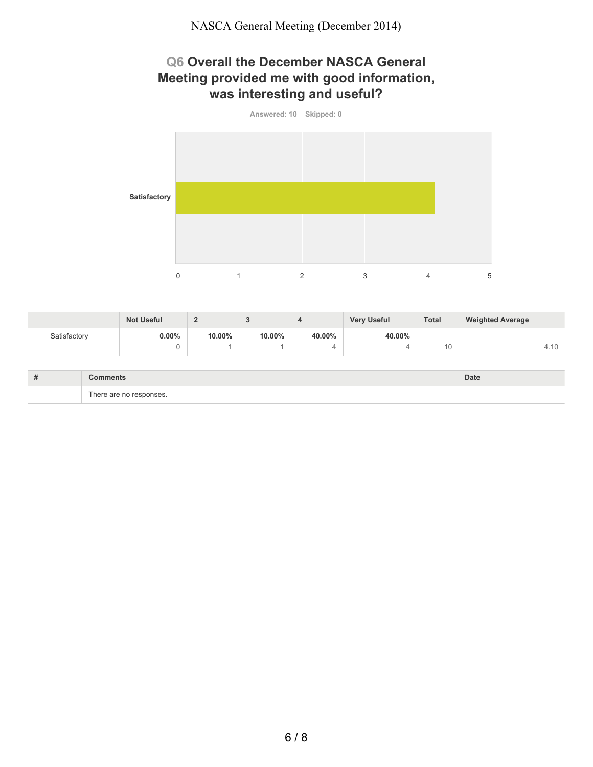## Q6 Overall the December NASCA General Meeting provided me with good information, was interesting and useful?

Answered: 10 Skipped: 0

Satisfactory

0
1
2
3
4
5

| | Not Useful | 2 | 3 | 4 | Very Useful | Total | Weighted Average |
|---|---|---|---|---|---|---|---|
| Satisfactory | **0.00%**<br>0 | **10.00%**<br>1 | **10.00%**<br>1 | **40.00%**<br>4 | **40.00%**<br>4 | 10 | 4.10 |

| # | Comments | Date |
|---|---|---|
| | There are no responses. | |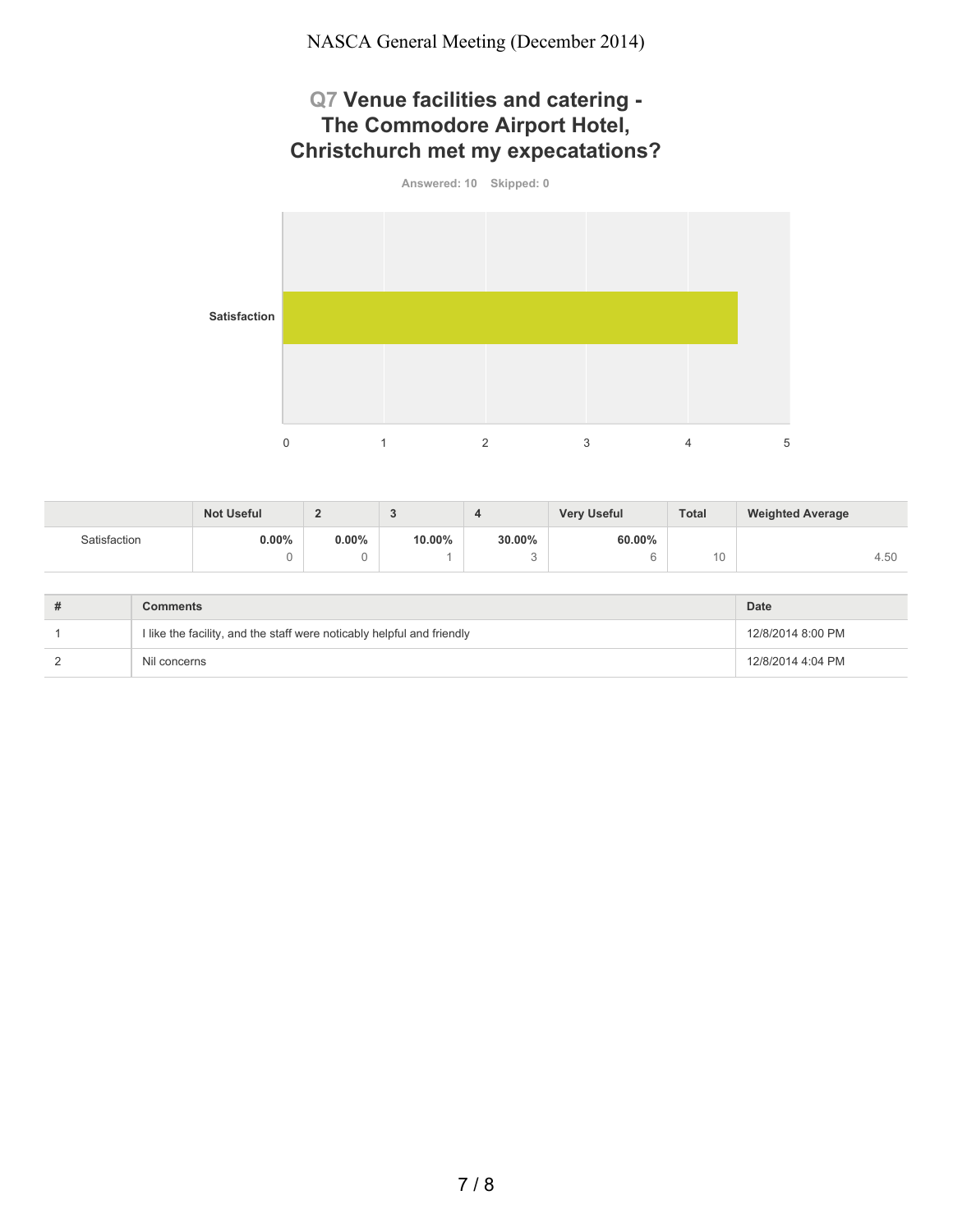## Q7 Venue facilities and catering - The Commodore Airport Hotel, Christchurch met my expecatations?

Answered: 10 Skipped: 0

Satisfaction

0 1 2 3 4 5

| | Not Useful | 2 | 3 | 4 | Very Useful | Total | Weighted Average |
|---|---|---|---|---|---|---|---|
| Satisfaction | **0.00%** 0 | **0.00%** 0 | **10.00%** 1 | **30.00%** 3 | **60.00%** 6 | 10 | 4.50 |

| # | Comments | Date |
|---|---|---|
| 1 | I like the facility, and the staff were noticably helpful and friendly | 12/8/2014 8:00 PM |
| 2 | Nil concerns | 12/8/2014 4:04 PM |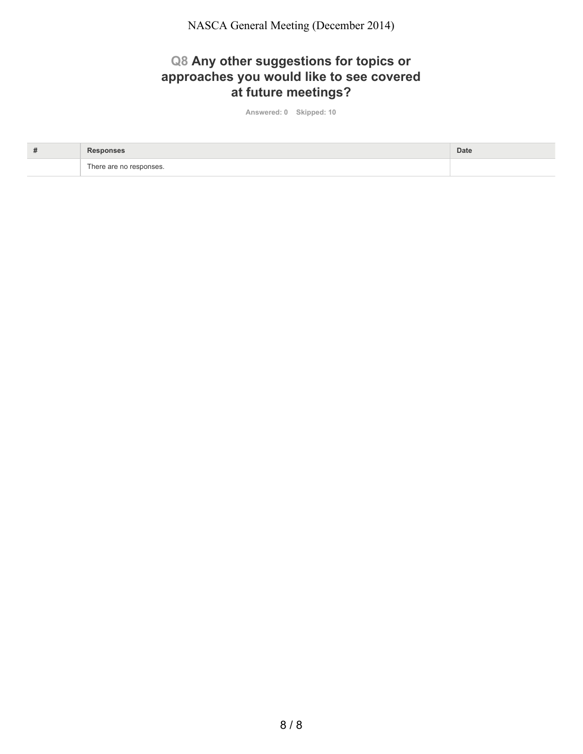## Q8 Any other suggestions for topics or approaches you would like to see covered at future meetings?

**Answered: 0 Skipped: 10**

| # | Responses | Date |
|---|---|---|
| | There are no responses. | |